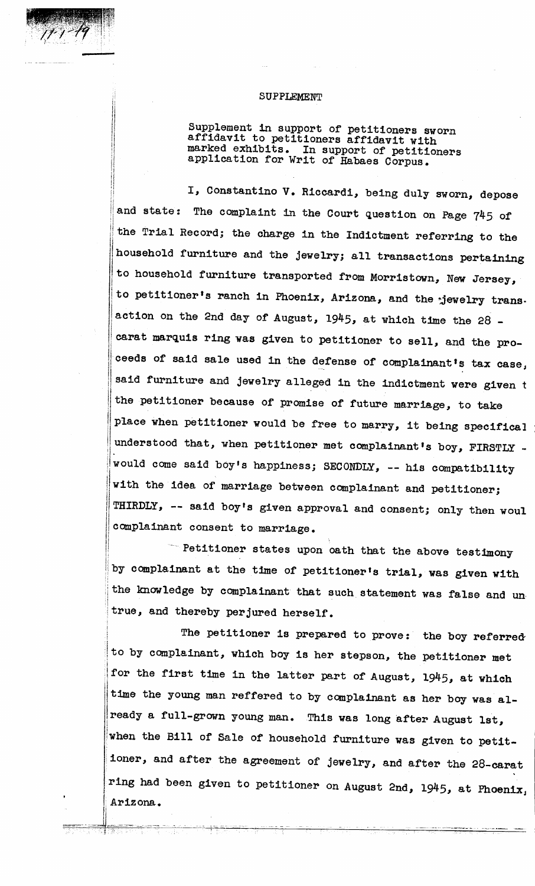## SUPPLEMENT

Supplement in support of petitioners sworn affidavit to petitioners affidavit with marked exhibits. In support of petitioners application for Writ of Habaes Corpus.

I, Constantino V. Riccardi, being duly sworn, depose and state: The complaint in the Court question on Page 745 of the Trial Record; the charge in the Indictment referring to the household furniture and the jewelry; all transactions pertaining to household furniture transported from Morristown, New Jersey, to petitioner's ranch in Phoenix, Arizona, and the jewelry transaction on the 2nd day of August, 1945, at which time the 28 - carat marquis ring was given to petitioner to sell, and the proceeds of said sale used in the defense of complainant's tax case, said furniture and jewelry alleged in the indictment were given t the petitioner because of promise of future marriage, to take place when petitioner would be free to marry, it being specifical understood that, when petitioner met complainant's boy, FIRSTLY - would come said boy's happiness; SECONDLY, -- his compatibility with the idea of marriage between complainant and petitioner; THIRDLY, -- said boy's given approval and consent; only then woul complainant consent to marriage.

Petitioner states upon oath that the above testimony by complainant at the time of petitioner's trial, was given with the knowledge by complainant that such statement was false and untrue, and thereby perjured herself.

The petitioner is prepared to prove: the boy referred to by complainant, which boy is her stepson, the petitioner met for the first time in the latter part of August, 1945, at which time the young man reffered to by complainant as her boy was already a full-grown young man. This was long after August 1st, when the Bill of Sale of household furniture was given to petitioner, and after the agreement of jewelry, and after the 28-carat ring had been given to petitioner on August 2nd, 1945, at Phoenix, Arizona.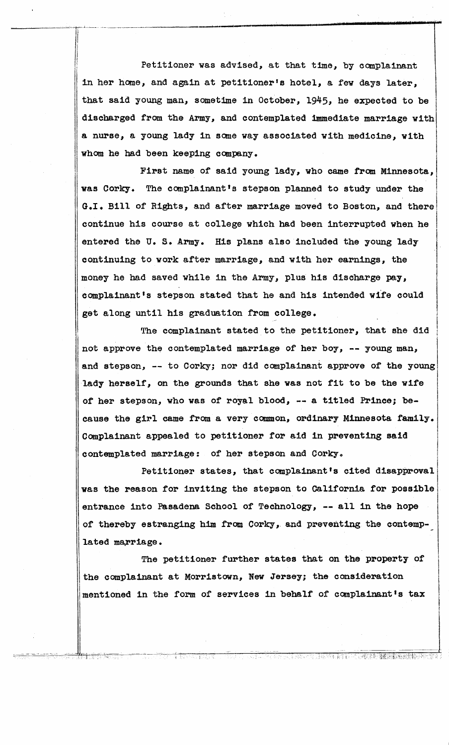Petitioner was advised, at that time, by complainant in her home, and again at petitioner's hotel, a few days later, that said young man, sometime in October, 1945, he expected to be discharged from the Army, and contemplated immediate marriage with a nurse, a young lady in some way associated with medicine, with whom he had been keeping company.

First name of said young lady, who came from Minnesota, was Corky. The complainant's stepson planned to study under the G.I. Bill of Rights, and after marriage moved to Boston, and there continue his course at college which had been interrupted when he entered the U. S. Army. His plans also included the young lady continuing to work after marriage, and with her earnings, the money he had saved while in the Army, plus his discharge pay, complainant's stepson stated that he and his intended wife could get along until his graduation from college.

The complainant stated to the petitioner, that she did not approve the contemplated marriage of her boy, -- young man, and stepson, -- to Corky; nor did complainant approve of the young lady herself, on the grounds that she was not fit to be the wife of her stepson, who was of royal blood, -- a titled Prince; because the girl came from a very common, ordinary Minnesota family. Complainant appealed to petitioner for aid in preventing said contemplated marriage: of her stepson and Corky.

Petitioner states, that complainant's cited disapproval was the reason for inviting the stepson to California for possible entrance into Pasadena School of Technology, -- all in the hope of thereby estranging him from Corky, and preventing the contemplated marriage.

The petitioner further states that on the property of the complainant at Morristown, New Jersey; the consideration mentioned in the form of services in behalf of complainant's tax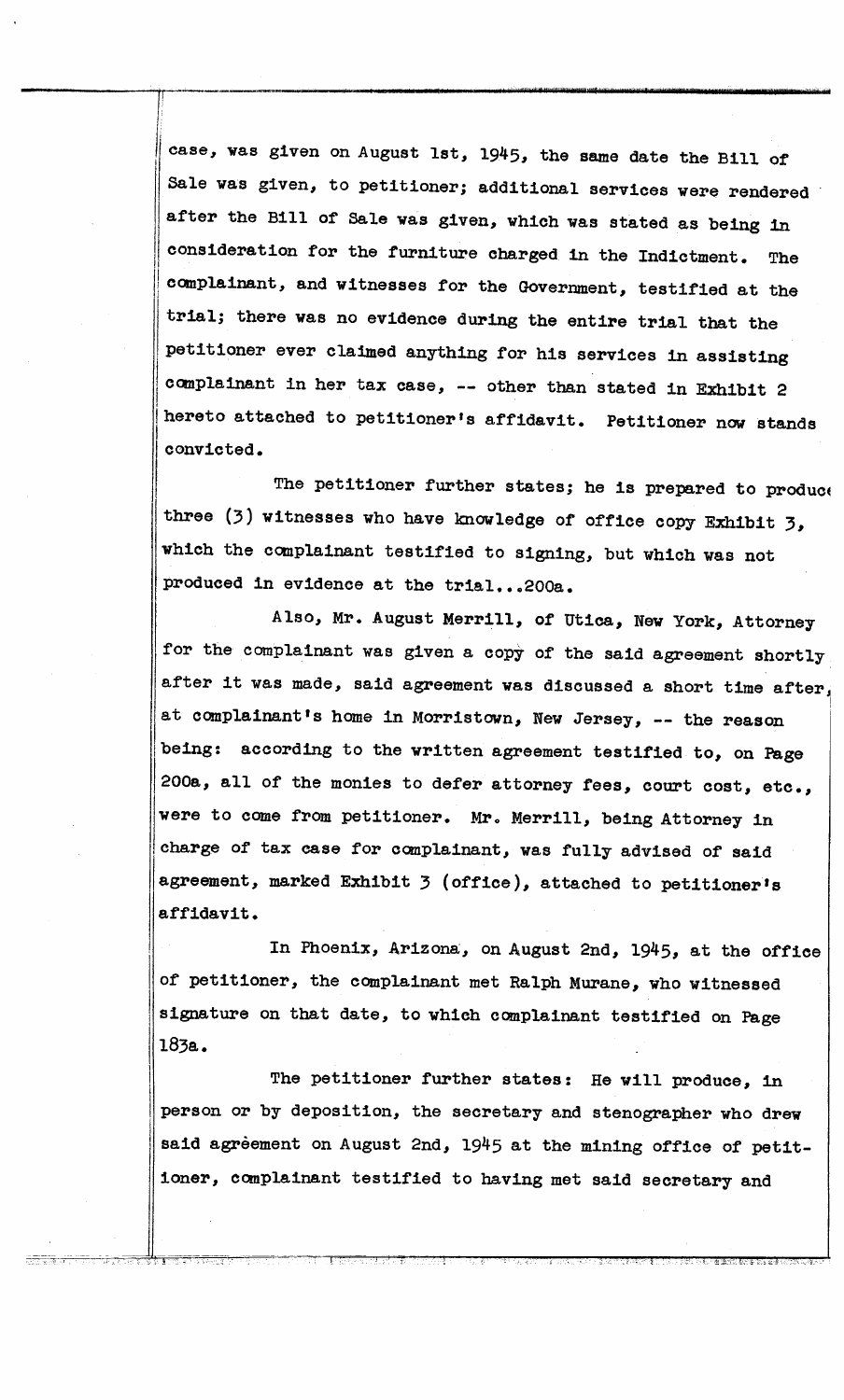case, was given on August 1st, 1945, the same date the Bill of Sale was given, to petitioner; additional services were rendered after the Bill of Sale was given, which was stated as being in consideration for the furniture charged in the Indictment. The complainant, and witnesses for the Government, testified at the trial; there was no evidence during the entire trial that the petitioner ever claimed anything for his services in assisting complainant in her tax case, -- other than stated in Exhibit 2 hereto attached to petitioner's affidavit. Petitioner now stands convicted.

The petitioner further states; he is prepared to produce three (3) witnesses who have knowledge of office copy Exhibit 3, which the complainant testified to signing, but which was not produced in evidence at the trial...200a.

Also, Mr. August Merrill, of Utica, New York, Attorney for the complainant was given a copy of the said agreement shortly after it was made, said agreement was discussed a short time after, at complainant's home in Morristown, New Jersey, -- the reason being: according to the written agreement testified to, on Page 200a, all of the monies to defer attorney fees, court cost, etc., were to come from petitioner. Mr. Merrill, being Attorney in charge of tax case for complainant, was fully advised of said agreement, marked Exhibit 3 (office), attached to petitioner's affidavit.

In Phoenix, Arizona, on August 2nd, 1945, at the office of petitioner, the complainant met Ralph Murane, who witnessed signature on that date, to which complainant testified on Page 183a.

The petitioner further states: He will produce, in person or by deposition, the secretary and stenographer who drew said agrèement on August 2nd, 1945 at the mining office of petitioner, complainant testified to having met said secretary and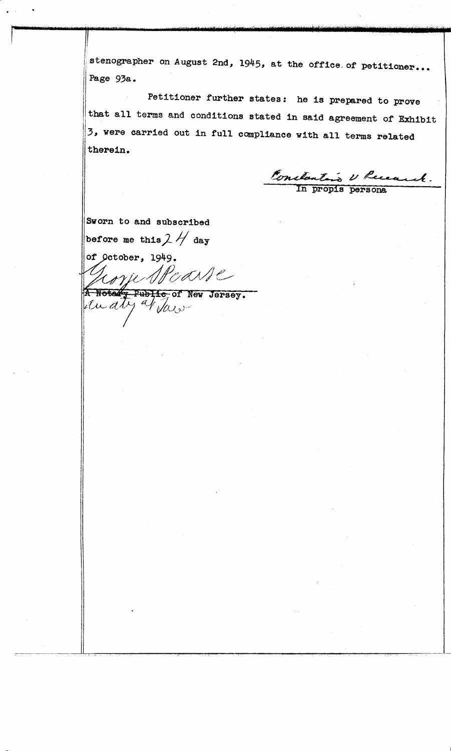stenographer on August 2nd, 1945, at the office of petitioner... Page 93a.

Petitioner further states: he is prepared to prove that all terms and conditions stated in said agreement of Exhibit 3, were carried out in full compliance with all terms related therein.

Constantine V Renard.

In propis persona

Sworn to and subscribed before me this 24 day of October, 1949.

George Pearse

~~A Notary Public of New Jersey.~~

An atty at law